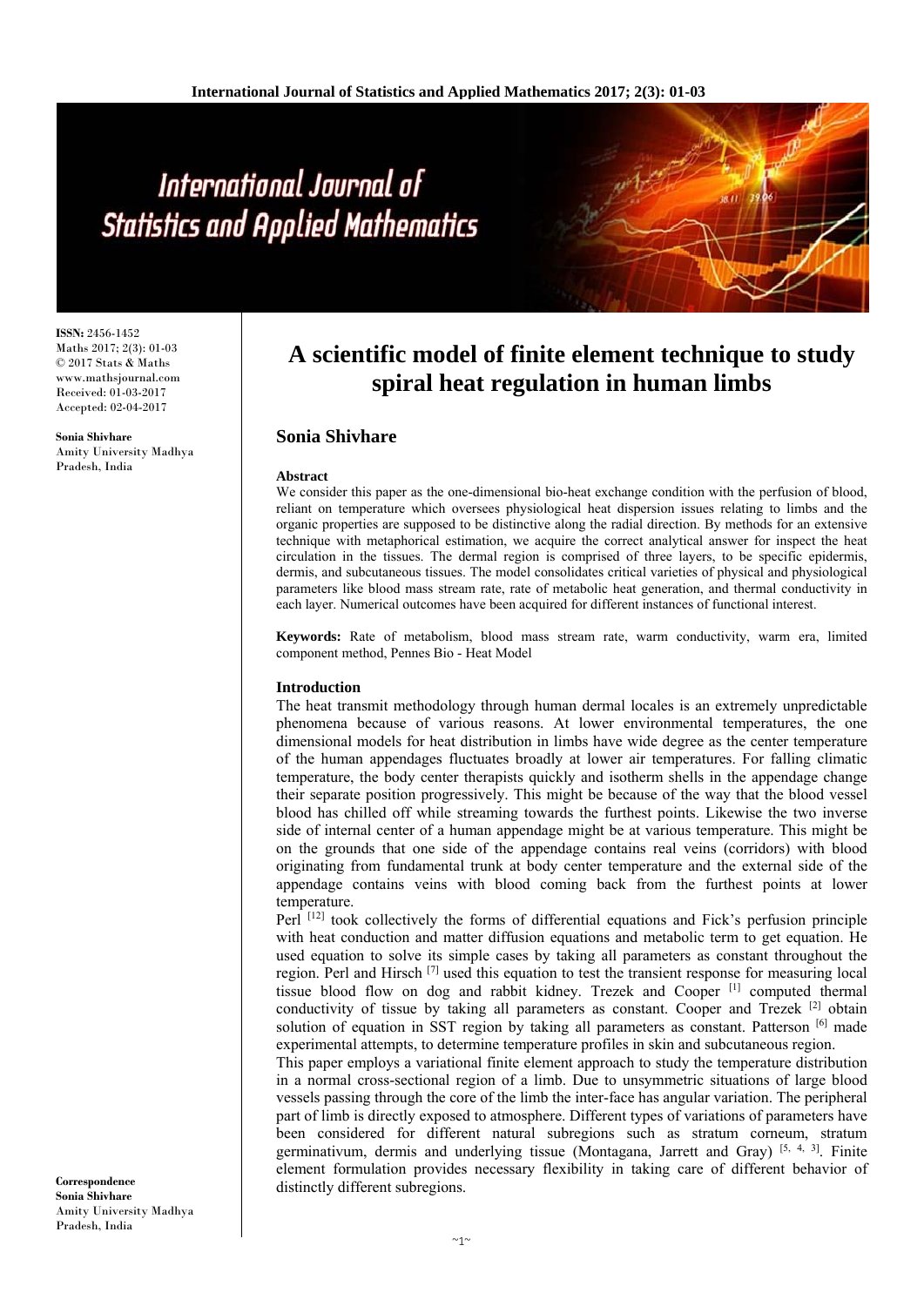# A scientific model of finite element technique to study spiral heat regulation in human limbs

**Sonia Shivhare**

ISSN: 2456-1452
Maths 2017; 2(3): 01-03
© 2017 Stats & Maths
www.mathsjournal.com
Received: 01-03-2017
Accepted: 02-04-2017

**Sonia Shivhare**
Amity University Madhya Pradesh, India

**Correspondence**
**Sonia Shivhare**
Amity University Madhya Pradesh, India

### Abstract

We consider this paper as the one-dimensional bio-heat exchange condition with the perfusion of blood, reliant on temperature which oversees physiological heat dispersion issues relating to limbs and the organic properties are supposed to be distinctive along the radial direction. By methods for an extensive technique with metaphorical estimation, we acquire the correct analytical answer for inspect the heat circulation in the tissues. The dermal region is comprised of three layers, to be specific epidermis, dermis, and subcutaneous tissues. The model consolidates critical varieties of physical and physiological parameters like blood mass stream rate, rate of metabolic heat generation, and thermal conductivity in each layer. Numerical outcomes have been acquired for different instances of functional interest.

**Keywords:** Rate of metabolism, blood mass stream rate, warm conductivity, warm era, limited component method, Pennes Bio - Heat Model

### Introduction

The heat transmit methodology through human dermal locales is an extremely unpredictable phenomena because of various reasons. At lower environmental temperatures, the one dimensional models for heat distribution in limbs have wide degree as the center temperature of the human appendages fluctuates broadly at lower air temperatures. For falling climatic temperature, the body center therapists quickly and isotherm shells in the appendage change their separate position progressively. This might be because of the way that the blood vessel blood has chilled off while streaming towards the furthest points. Likewise the two inverse side of internal center of a human appendage might be at various temperature. This might be on the grounds that one side of the appendage contains real veins (corridors) with blood originating from fundamental trunk at body center temperature and the external side of the appendage contains veins with blood coming back from the furthest points at lower temperature.

Perl [12] took collectively the forms of differential equations and Fick's perfusion principle with heat conduction and matter diffusion equations and metabolic term to get equation. He used equation to solve its simple cases by taking all parameters as constant throughout the region. Perl and Hirsch [7] used this equation to test the transient response for measuring local tissue blood flow on dog and rabbit kidney. Trezek and Cooper [1] computed thermal conductivity of tissue by taking all parameters as constant. Cooper and Trezek [2] obtain solution of equation in SST region by taking all parameters as constant. Patterson [6] made experimental attempts, to determine temperature profiles in skin and subcutaneous region.

This paper employs a variational finite element approach to study the temperature distribution in a normal cross-sectional region of a limb. Due to unsymmetric situations of large blood vessels passing through the core of the limb the inter-face has angular variation. The peripheral part of limb is directly exposed to atmosphere. Different types of variations of parameters have been considered for different natural subregions such as stratum corneum, stratum germinativum, dermis and underlying tissue (Montagana, Jarrett and Gray) [5, 4, 3]. Finite element formulation provides necessary flexibility in taking care of different behavior of distinctly different subregions.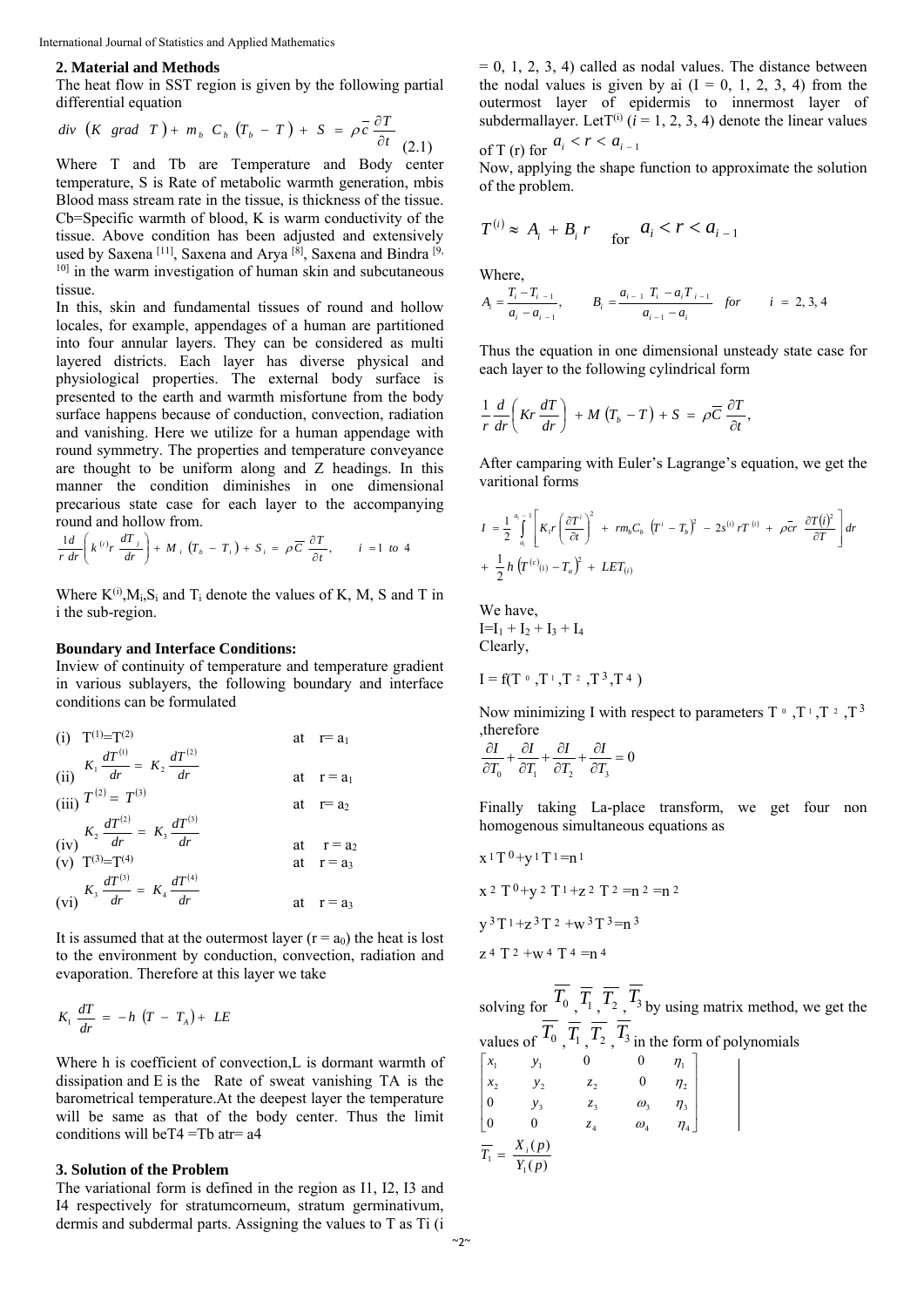## 2. Material and Methods

The heat flow in SST region is given by the following partial differential equation

$$div\ (K\ grad\ T) + m_b\ C_b\ (T_b - T) + S = \rho \bar{c} \frac{\partial T}{\partial t} \quad (2.1)$$

Where T and Tb are Temperature and Body center temperature, S is Rate of metabolic warmth generation, mbis Blood mass stream rate in the tissue, is thickness of the tissue. Cb=Specific warmth of blood, K is warm conductivity of the tissue. Above condition has been adjusted and extensively used by Saxena [11], Saxena and Arya [8], Saxena and Bindra [9, 10] in the warm investigation of human skin and subcutaneous tissue.

In this, skin and fundamental tissues of round and hollow locales, for example, appendages of a human are partitioned into four annular layers. They can be considered as multi layered districts. Each layer has diverse physical and physiological properties. The external body surface is presented to the earth and warmth misfortune from the body surface happens because of conduction, convection, radiation and vanishing. Here we utilize for a human appendage with round symmetry. The properties and temperature conveyance are thought to be uniform along and Z headings. In this manner the condition diminishes in one dimensional precarious state case for each layer to the accompanying round and hollow from.

$$\frac{1}{r}\frac{d}{dr}\left(k^{(i)} r \frac{dT_j}{dr}\right) + M_i\ (T_b - T_i) + S_i = \rho \bar{C} \frac{\partial T}{\partial t}, \qquad i = 1\ to\ 4$$

Where $K^{(i)}$, $M_i$, $S_i$ and $T_i$ denote the values of K, M, S and T in i the sub-region.

**Boundary and Interface Conditions:**

Inview of continuity of temperature and temperature gradient in various sublayers, the following boundary and interface conditions can be formulated

(i) $T^{(1)} = T^{(2)}$ at $r = a_1$

(ii) $K_1 \frac{dT^{(1)}}{dr} = K_2 \frac{dT^{(2)}}{dr}$ at $r = a_1$

(iii) $T^{(2)} = T^{(3)}$ at $r = a_2$

(iv) $K_2 \frac{dT^{(2)}}{dr} = K_3 \frac{dT^{(3)}}{dr}$ at $r = a_2$

(v) $T^{(3)} = T^{(4)}$ at $r = a_3$

(vi) $K_3 \frac{dT^{(3)}}{dr} = K_4 \frac{dT^{(4)}}{dr}$ at $r = a_3$

It is assumed that at the outermost layer ($r = a_0$) the heat is lost to the environment by conduction, convection, radiation and evaporation. Therefore at this layer we take

$$K_1 \frac{dT}{dr} = -h\ (T - T_A) + LE$$

Where h is coefficient of convection,L is dormant warmth of dissipation and E is the Rate of sweat vanishing TA is the barometrical temperature.At the deepest layer the temperature will be same as that of the body center. Thus the limit conditions will be$T4 = Tb$ atr$= a4$

## 3. Solution of the Problem

The variational form is defined in the region as I1, I2, I3 and I4 respectively for stratumcorneum, stratum germinativum, dermis and subdermal parts. Assigning the values to T as Ti (i = 0, 1, 2, 3, 4) called as nodal values. The distance between the nodal values is given by ai (I = 0, 1, 2, 3, 4) from the outermost layer of epidermis to innermost layer of subdermallayer. Let$T^{(i)}$ ($i$ = 1, 2, 3, 4) denote the linear values of T (r) for $a_i < r < a_{i-1}$

Now, applying the shape function to approximate the solution of the problem.

$$T^{(i)} \approx A_i + B_i r \quad \text{for} \quad a_i < r < a_{i-1}$$

Where,

$$A_i = \frac{T_i - T_{i-1}}{a_i - a_{i-1}}, \qquad B_i = \frac{a_{i-1}\ T_i - a_i T_{i-1}}{a_{i-1} - a_i} \quad for \quad i = 2, 3, 4$$

Thus the equation in one dimensional unsteady state case for each layer to the following cylindrical form

$$\frac{1}{r}\frac{d}{dr}\left(Kr \frac{dT}{dr}\right) + M\ (T_b - T) + S = \rho \bar{C} \frac{\partial T}{\partial t},$$

After camparing with Euler's Lagrange's equation, we get the varitional forms

$$I = \frac{1}{2}\int_{a_i}^{a_{i-1}} \left[ K_i r \left(\frac{\partial T^i}{\partial t}\right)^2 + r m_b C_b\ \left(T^i - T_b\right)^2 - 2s^{(i)} r T^{(i)} + \bar{\rho c} r\ \frac{\partial T(i)^2}{\partial T} \right] dr$$

$$+ \frac{1}{2} h \left(T^{(c)}(1) - T_a\right)^2 + LET_{(i)}$$

We have,

$I = I_1 + I_2 + I_3 + I_4$

Clearly,

$I = f(T^0, T^1, T^2, T^3, T^4)$

Now minimizing I with respect to parameters $T^0, T^1, T^2, T^3$ ,therefore

$$\frac{\partial I}{\partial T_0} + \frac{\partial I}{\partial T_1} + \frac{\partial I}{\partial T_2} + \frac{\partial I}{\partial T_3} = 0$$

Finally taking La-place transform, we get four non homogenous simultaneous equations as

$x^1 T^0 + y^1 T^1 = n^1$

$x^2\ T^0 + y^2\ T^1 + z^2\ T^2 = n^2 = n^2$

$y^3 T^1 + z^3 T^2 + w^3 T^3 = n^3$

$z^4\ T^2 + w^4\ T^4 = n^4$

solving for $\overline{T_0}, \overline{T_1}, \overline{T_2}, \overline{T_3}$ by using matrix method, we get the values of $\overline{T_0}, \overline{T_1}, \overline{T_2}, \overline{T_3}$ in the form of polynomials

$$\left[\begin{array}{ccccc} x_1 & y_1 & 0 & 0 & \eta_1 \\ x_2 & y_2 & z_2 & 0 & \eta_2 \\ 0 & y_3 & z_3 & \omega_3 & \eta_3 \\ 0 & 0 & z_4 & \omega_4 & \eta_4 \end{array}\right]$$

$$\overline{T_1} = \frac{X_i(p)}{Y_1(p)}$$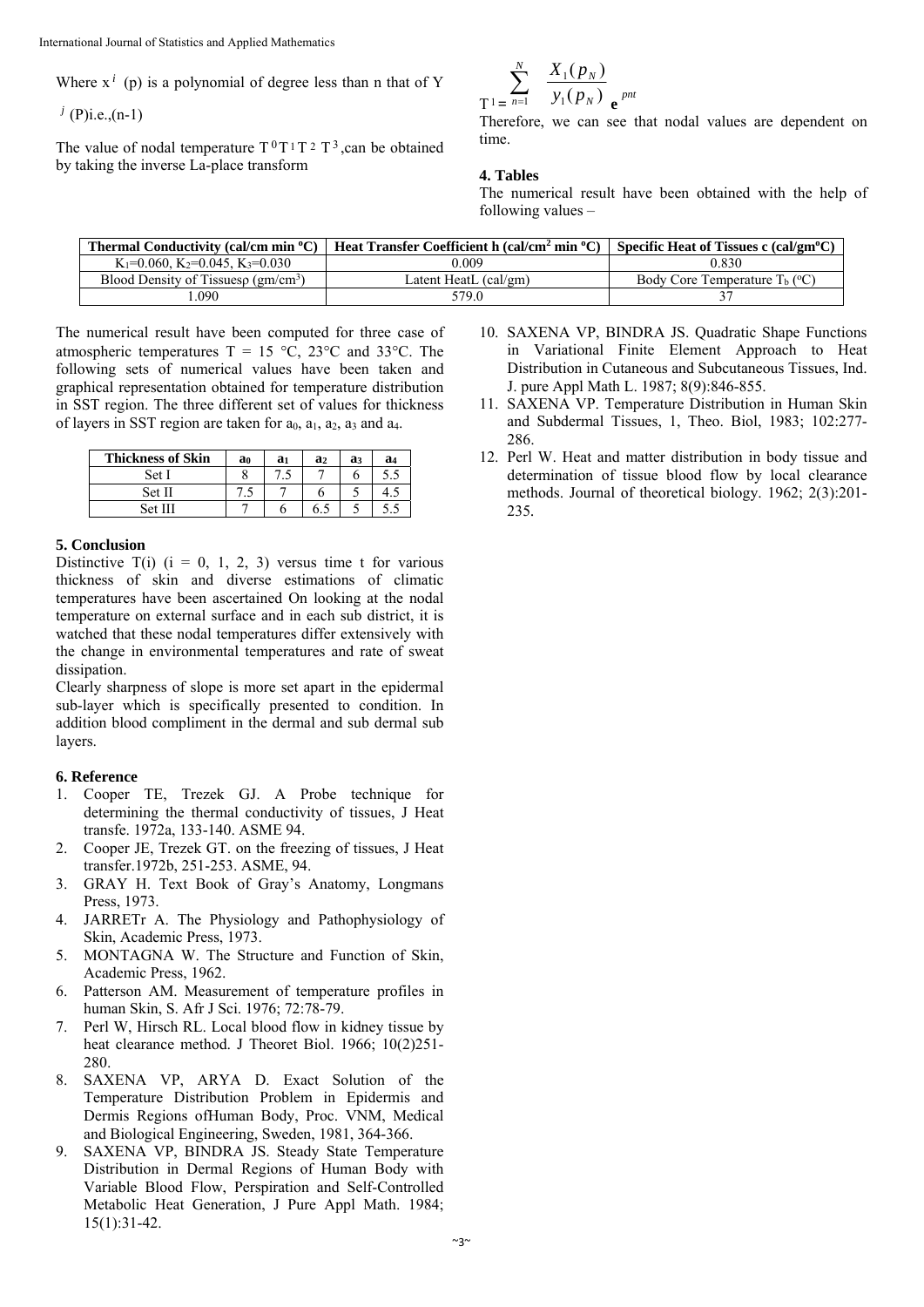Where $x^i$ (p) is a polynomial of degree less than n that of Y $^j$ (P)i.e.,(n-1)

The value of nodal temperature $T^0 T^1 T^2 T^3$,can be obtained by taking the inverse La-place transform

$$T^1 = \sum_{n=1}^{N} \frac{X_1(p_N)}{y_1(p_N)} e^{pnt}$$

Therefore, we can see that nodal values are dependent on time.

## 4. Tables

The numerical result have been obtained with the help of following values –

| Thermal Conductivity (cal/cm min °C) | Heat Transfer Coefficient h (cal/cm$^2$ min °C) | Specific Heat of Tissues c (cal/gm°C) |
|---|---|---|
| $K_1$=0.060, $K_2$=0.045, $K_3$=0.030 | 0.009 | 0.830 |
| Blood Density of Tissuesρ (gm/cm$^3$) | Latent HeatL (cal/gm) | Body Core Temperature $T_b$ (°C) |
| 1.090 | 579.0 | 37 |

The numerical result have been computed for three case of atmospheric temperatures T = 15 °C, 23°C and 33°C. The following sets of numerical values have been taken and graphical representation obtained for temperature distribution in SST region. The three different set of values for thickness of layers in SST region are taken for $a_0$, $a_1$, $a_2$, $a_3$ and $a_4$.

| Thickness of Skin | $a_0$ | $a_1$ | $a_2$ | $a_3$ | $a_4$ |
|---|---|---|---|---|---|
| Set I | 8 | 7.5 | 7 | 6 | 5.5 |
| Set II | 7.5 | 7 | 6 | 5 | 4.5 |
| Set III | 7 | 6 | 6.5 | 5 | 5.5 |

## 5. Conclusion

Distinctive T(i) (i = 0, 1, 2, 3) versus time t for various thickness of skin and diverse estimations of climatic temperatures have been ascertained On looking at the nodal temperature on external surface and in each sub district, it is watched that these nodal temperatures differ extensively with the change in environmental temperatures and rate of sweat dissipation.

Clearly sharpness of slope is more set apart in the epidermal sub-layer which is specifically presented to condition. In addition blood compliment in the dermal and sub dermal sub layers.

## 6. Reference

1. Cooper TE, Trezek GJ. A Probe technique for determining the thermal conductivity of tissues, J Heat transfe. 1972a, 133-140. ASME 94.
2. Cooper JE, Trezek GT. on the freezing of tissues, J Heat transfer.1972b, 251-253. ASME, 94.
3. GRAY H. Text Book of Gray's Anatomy, Longmans Press, 1973.
4. JARRETr A. The Physiology and Pathophysiology of Skin, Academic Press, 1973.
5. MONTAGNA W. The Structure and Function of Skin, Academic Press, 1962.
6. Patterson AM. Measurement of temperature profiles in human Skin, S. Afr J Sci. 1976; 72:78-79.
7. Perl W, Hirsch RL. Local blood flow in kidney tissue by heat clearance method. J Theoret Biol. 1966; 10(2)251-280.
8. SAXENA VP, ARYA D. Exact Solution of the Temperature Distribution Problem in Epidermis and Dermis Regions ofHuman Body, Proc. VNM, Medical and Biological Engineering, Sweden, 1981, 364-366.
9. SAXENA VP, BINDRA JS. Steady State Temperature Distribution in Dermal Regions of Human Body with Variable Blood Flow, Perspiration and Self-Controlled Metabolic Heat Generation, J Pure Appl Math. 1984; 15(1):31-42.
10. SAXENA VP, BINDRA JS. Quadratic Shape Functions in Variational Finite Element Approach to Heat Distribution in Cutaneous and Subcutaneous Tissues, Ind. J. pure Appl Math L. 1987; 8(9):846-855.
11. SAXENA VP. Temperature Distribution in Human Skin and Subdermal Tissues, 1, Theo. Biol, 1983; 102:277-286.
12. Perl W. Heat and matter distribution in body tissue and determination of tissue blood flow by local clearance methods. Journal of theoretical biology. 1962; 2(3):201-235.